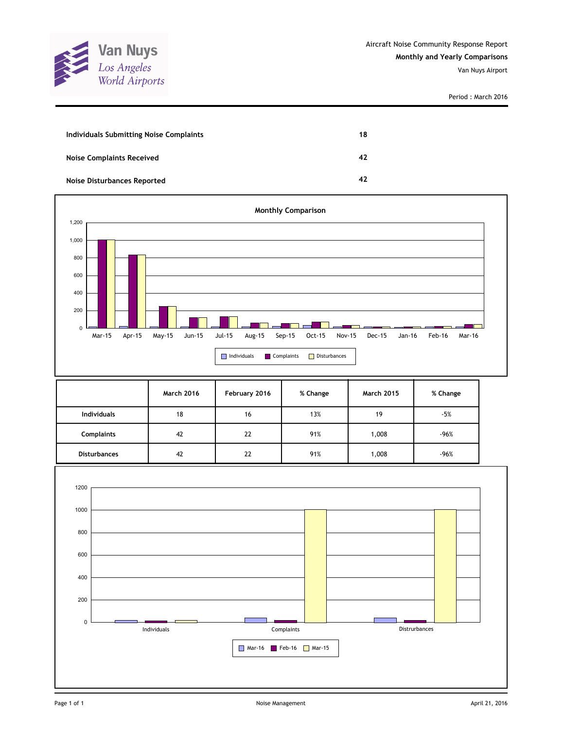Van Nuys
Los Angeles World Airports

Aircraft Noise Community Response Report
**Monthly and Yearly Comparisons**
Van Nuys Airport

Period : March 2016

| | |
|---|---|
| **Individuals Submitting Noise Complaints** | **18** |
| **Noise Complaints Received** | **42** |
| **Noise Disturbances Reported** | **42** |

**Monthly Comparison**

| | March 2016 | February 2016 | % Change | March 2015 | % Change |
|---|---|---|---|---|---|
| **Individuals** | 18 | 16 | 13% | 19 | -5% |
| **Complaints** | 42 | 22 | 91% | 1,008 | -96% |
| **Disturbances** | 42 | 22 | 91% | 1,008 | -96% |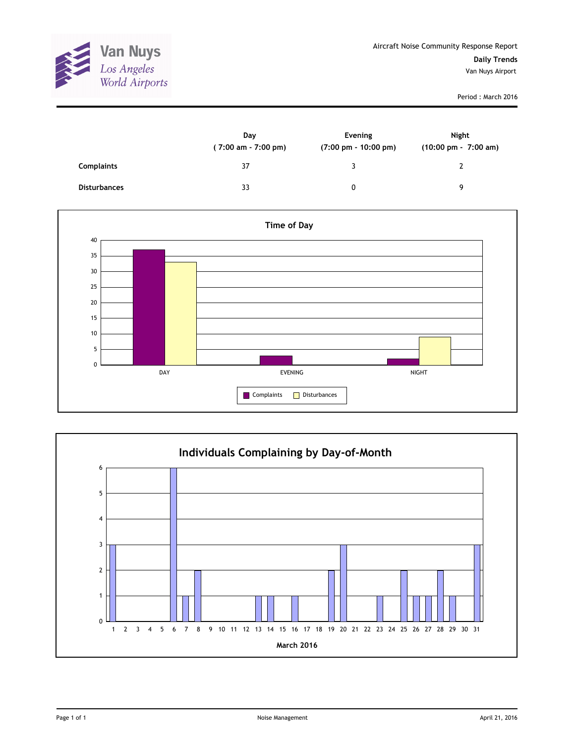Van Nuys
*Los Angeles World Airports*

Aircraft Noise Community Response Report

**Daily Trends**

Van Nuys Airport

Period : March 2016

| | Day<br>( 7:00 am - 7:00 pm) | Evening<br>(7:00 pm - 10:00 pm) | Night<br>(10:00 pm - 7:00 am) |
|---|---|---|---|
| **Complaints** | 37 | 3 | 2 |
| **Disturbances** | 33 | 0 | 9 |

**Time of Day**

| | DAY | EVENING | NIGHT |
|---|---|---|---|
| Complaints | 37 | 3 | 2 |
| Disturbances | 33 | 0 | 9 |

**Individuals Complaining by Day-of-Month**

March 2016

| Day | 1 | 2 | 3 | 4 | 5 | 6 | 7 | 8 | 9 | 10 | 11 | 12 | 13 | 14 | 15 | 16 | 17 | 18 | 19 | 20 | 21 | 22 | 23 | 24 | 25 | 26 | 27 | 28 | 29 | 30 | 31 |
|---|---|---|---|---|---|---|---|---|---|---|---|---|---|---|---|---|---|---|---|---|---|---|---|---|---|---|---|---|---|---|---|
| Individuals | 3 | 0 | 0 | 0 | 0 | 6 | 1 | 2 | 0 | 0 | 0 | 0 | 1 | 1 | 0 | 1 | 0 | 0 | 2 | 3 | 0 | 0 | 1 | 0 | 2 | 1 | 1 | 2 | 1 | 0 | 3 |

Noise Management

April 21, 2016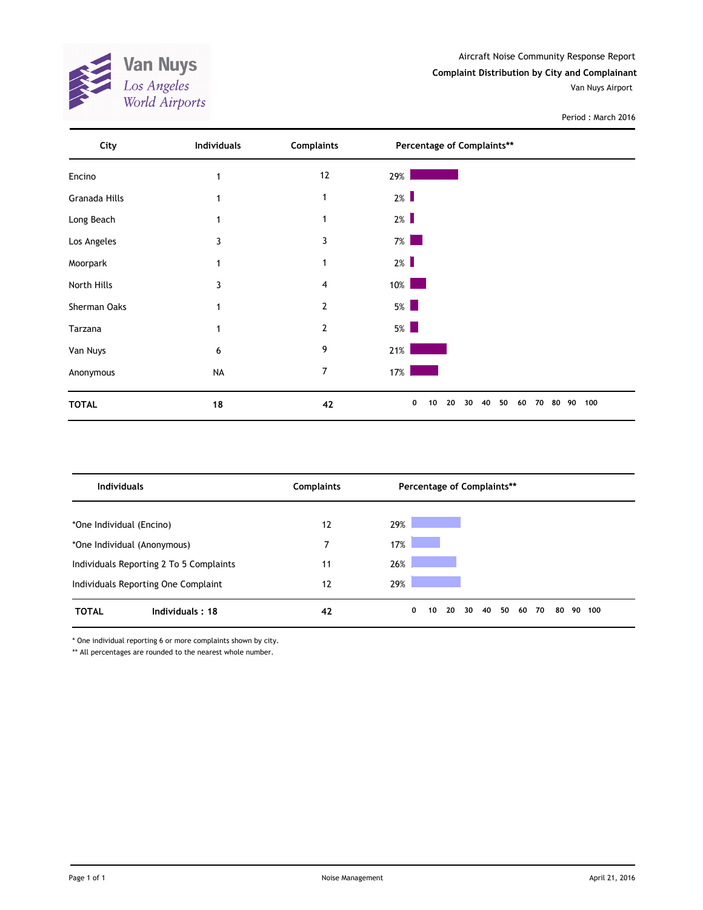Van Nuys
Los Angeles World Airports

Aircraft Noise Community Response Report

**Complaint Distribution by City and Complainant**

Van Nuys Airport

Period : March 2016

| City | Individuals | Complaints | Percentage of Complaints** |
|---|---|---|---|
| Encino | 1 | 12 | 29% |
| Granada Hills | 1 | 1 | 2% |
| Long Beach | 1 | 1 | 2% |
| Los Angeles | 3 | 3 | 7% |
| Moorpark | 1 | 1 | 2% |
| North Hills | 3 | 4 | 10% |
| Sherman Oaks | 1 | 2 | 5% |
| Tarzana | 1 | 2 | 5% |
| Van Nuys | 6 | 9 | 21% |
| Anonymous | NA | 7 | 17% |
| **TOTAL** | **18** | **42** | |

| Individuals | Complaints | Percentage of Complaints** |
|---|---|---|
| *One Individual (Encino) | 12 | 29% |
| *One Individual (Anonymous) | 7 | 17% |
| Individuals Reporting 2 To 5 Complaints | 11 | 26% |
| Individuals Reporting One Complaint | 12 | 29% |
| **TOTAL** **Individuals : 18** | **42** | |

* One individual reporting 6 or more complaints shown by city.

** All percentages are rounded to the nearest whole number.

Noise Management

April 21, 2016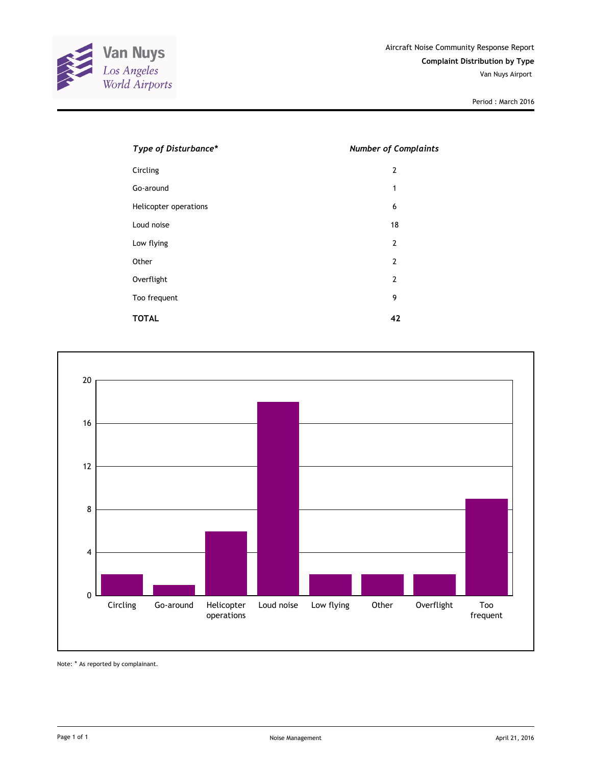Van Nuys
Los Angeles
World Airports

Aircraft Noise Community Response Report

**Complaint Distribution by Type**

Van Nuys Airport

Period : March 2016

| *Type of Disturbance** | *Number of Complaints* |
|---|---|
| Circling | 2 |
| Go-around | 1 |
| Helicopter operations | 6 |
| Loud noise | 18 |
| Low flying | 2 |
| Other | 2 |
| Overflight | 2 |
| Too frequent | 9 |
| **TOTAL** | **42** |

Note: * As reported by complainant.

Noise Management

April 21, 2016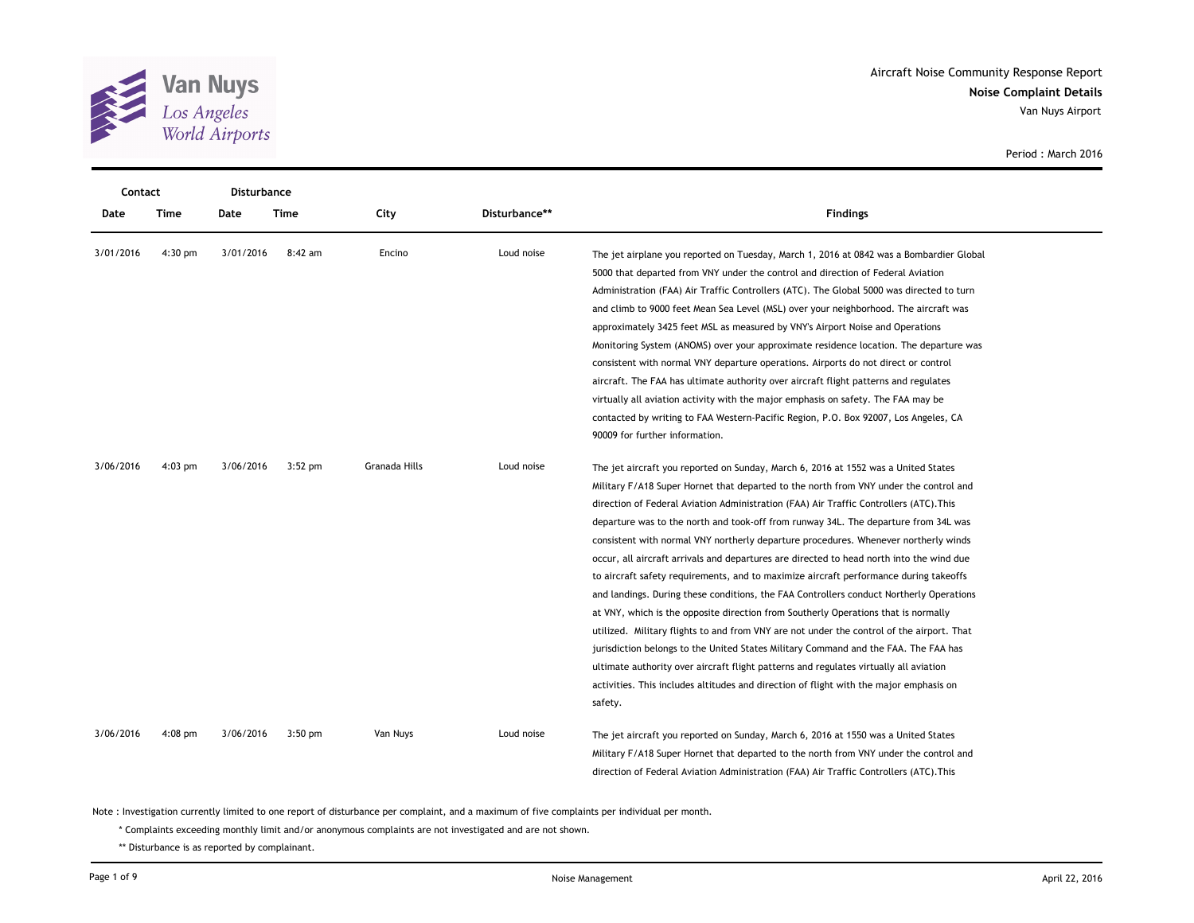Van Nuys
Los Angeles
World Airports

Aircraft Noise Community Response Report

**Noise Complaint Details**

Van Nuys Airport

Period : March 2016

| Contact Date | Contact Time | Disturbance Date | Disturbance Time | City | Disturbance** | Findings |
|---|---|---|---|---|---|---|
| 3/01/2016 | 4:30 pm | 3/01/2016 | 8:42 am | Encino | Loud noise | The jet airplane you reported on Tuesday, March 1, 2016 at 0842 was a Bombardier Global 5000 that departed from VNY under the control and direction of Federal Aviation Administration (FAA) Air Traffic Controllers (ATC). The Global 5000 was directed to turn and climb to 9000 feet Mean Sea Level (MSL) over your neighborhood. The aircraft was approximately 3425 feet MSL as measured by VNY's Airport Noise and Operations Monitoring System (ANOMS) over your approximate residence location. The departure was consistent with normal VNY departure operations. Airports do not direct or control aircraft. The FAA has ultimate authority over aircraft flight patterns and regulates virtually all aviation activity with the major emphasis on safety. The FAA may be contacted by writing to FAA Western-Pacific Region, P.O. Box 92007, Los Angeles, CA 90009 for further information. |
| 3/06/2016 | 4:03 pm | 3/06/2016 | 3:52 pm | Granada Hills | Loud noise | The jet aircraft you reported on Sunday, March 6, 2016 at 1552 was a United States Military F/A18 Super Hornet that departed to the north from VNY under the control and direction of Federal Aviation Administration (FAA) Air Traffic Controllers (ATC).This departure was to the north and took-off from runway 34L. The departure from 34L was consistent with normal VNY northerly departure procedures. Whenever northerly winds occur, all aircraft arrivals and departures are directed to head north into the wind due to aircraft safety requirements, and to maximize aircraft performance during takeoffs and landings. During these conditions, the FAA Controllers conduct Northerly Operations at VNY, which is the opposite direction from Southerly Operations that is normally utilized. Military flights to and from VNY are not under the control of the airport. That jurisdiction belongs to the United States Military Command and the FAA. The FAA has ultimate authority over aircraft flight patterns and regulates virtually all aviation activities. This includes altitudes and direction of flight with the major emphasis on safety. |
| 3/06/2016 | 4:08 pm | 3/06/2016 | 3:50 pm | Van Nuys | Loud noise | The jet aircraft you reported on Sunday, March 6, 2016 at 1550 was a United States Military F/A18 Super Hornet that departed to the north from VNY under the control and direction of Federal Aviation Administration (FAA) Air Traffic Controllers (ATC).This |

Note : Investigation currently limited to one report of disturbance per complaint, and a maximum of five complaints per individual per month.

\* Complaints exceeding monthly limit and/or anonymous complaints are not investigated and are not shown.

** Disturbance is as reported by complainant.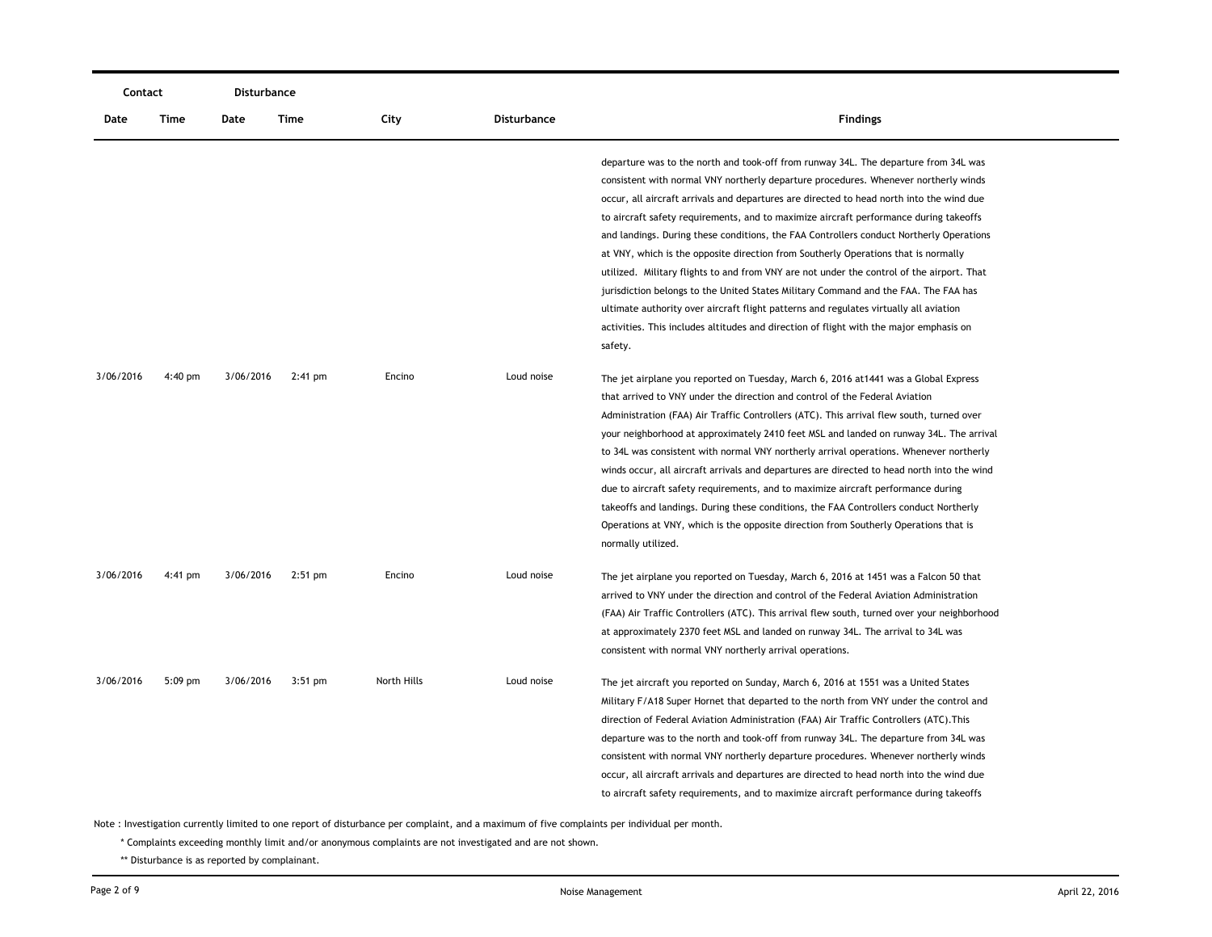| Contact Date | Contact Time | Disturbance Date | Disturbance Time | City | Disturbance | Findings |
|---|---|---|---|---|---|---|
| | | | | | | departure was to the north and took-off from runway 34L. The departure from 34L was consistent with normal VNY northerly departure procedures. Whenever northerly winds occur, all aircraft arrivals and departures are directed to head north into the wind due to aircraft safety requirements, and to maximize aircraft performance during takeoffs and landings. During these conditions, the FAA Controllers conduct Northerly Operations at VNY, which is the opposite direction from Southerly Operations that is normally utilized. Military flights to and from VNY are not under the control of the airport. That jurisdiction belongs to the United States Military Command and the FAA. The FAA has ultimate authority over aircraft flight patterns and regulates virtually all aviation activities. This includes altitudes and direction of flight with the major emphasis on safety. |
| 3/06/2016 | 4:40 pm | 3/06/2016 | 2:41 pm | Encino | Loud noise | The jet airplane you reported on Tuesday, March 6, 2016 at1441 was a Global Express that arrived to VNY under the direction and control of the Federal Aviation Administration (FAA) Air Traffic Controllers (ATC). This arrival flew south, turned over your neighborhood at approximately 2410 feet MSL and landed on runway 34L. The arrival to 34L was consistent with normal VNY northerly arrival operations. Whenever northerly winds occur, all aircraft arrivals and departures are directed to head north into the wind due to aircraft safety requirements, and to maximize aircraft performance during takeoffs and landings. During these conditions, the FAA Controllers conduct Northerly Operations at VNY, which is the opposite direction from Southerly Operations that is normally utilized. |
| 3/06/2016 | 4:41 pm | 3/06/2016 | 2:51 pm | Encino | Loud noise | The jet airplane you reported on Tuesday, March 6, 2016 at 1451 was a Falcon 50 that arrived to VNY under the direction and control of the Federal Aviation Administration (FAA) Air Traffic Controllers (ATC). This arrival flew south, turned over your neighborhood at approximately 2370 feet MSL and landed on runway 34L. The arrival to 34L was consistent with normal VNY northerly arrival operations. |
| 3/06/2016 | 5:09 pm | 3/06/2016 | 3:51 pm | North Hills | Loud noise | The jet aircraft you reported on Sunday, March 6, 2016 at 1551 was a United States Military F/A18 Super Hornet that departed to the north from VNY under the control and direction of Federal Aviation Administration (FAA) Air Traffic Controllers (ATC).This departure was to the north and took-off from runway 34L. The departure from 34L was consistent with normal VNY northerly departure procedures. Whenever northerly winds occur, all aircraft arrivals and departures are directed to head north into the wind due to aircraft safety requirements, and to maximize aircraft performance during takeoffs |

Note : Investigation currently limited to one report of disturbance per complaint, and a maximum of five complaints per individual per month.

\* Complaints exceeding monthly limit and/or anonymous complaints are not investigated and are not shown.

\*\* Disturbance is as reported by complainant.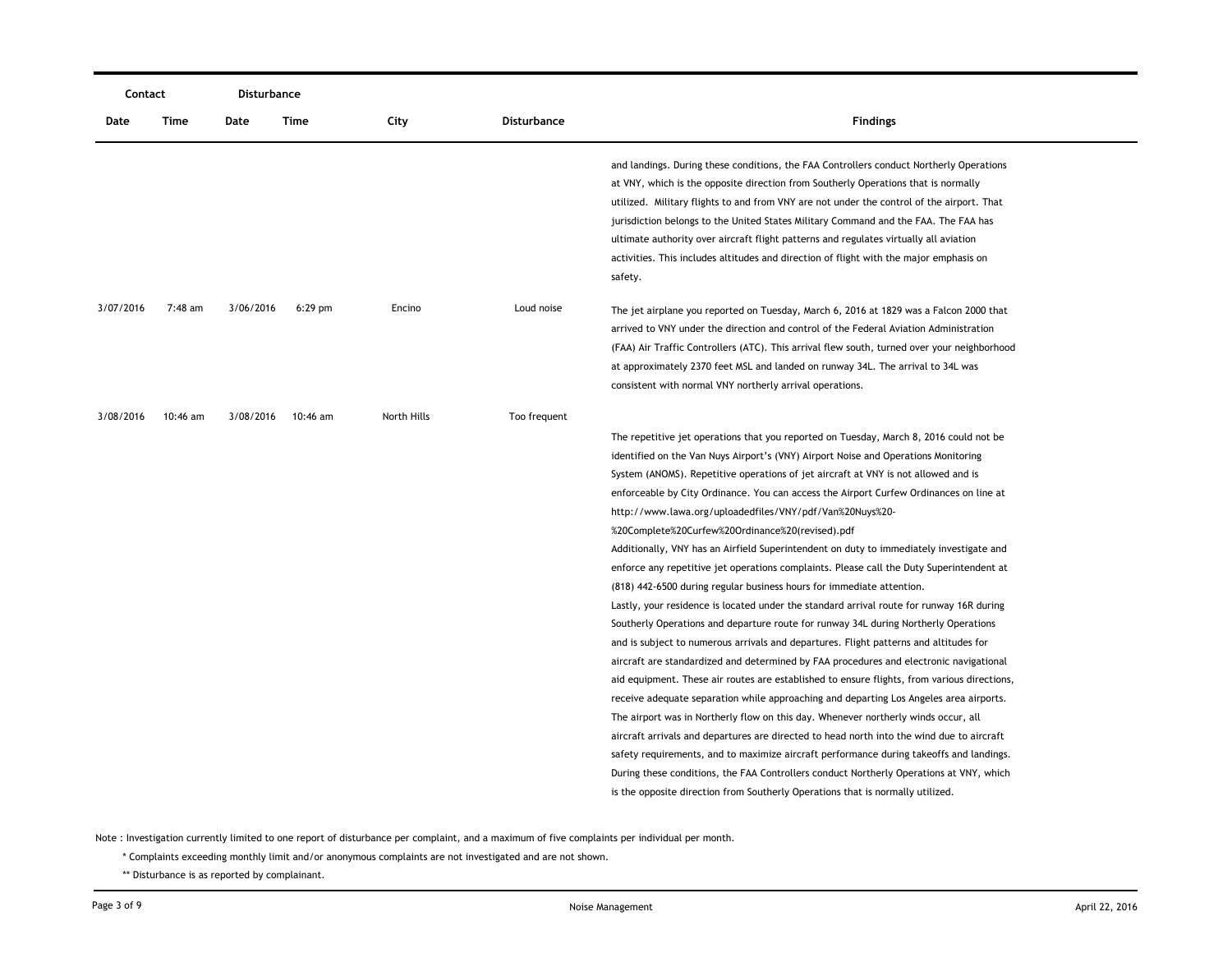| Contact | | Disturbance | | | | |
|---|---|---|---|---|---|---|
| Date | Time | Date | Time | City | Disturbance | Findings |
| | | | | | | and landings. During these conditions, the FAA Controllers conduct Northerly Operations at VNY, which is the opposite direction from Southerly Operations that is normally utilized. Military flights to and from VNY are not under the control of the airport. That jurisdiction belongs to the United States Military Command and the FAA. The FAA has ultimate authority over aircraft flight patterns and regulates virtually all aviation activities. This includes altitudes and direction of flight with the major emphasis on safety. |
| 3/07/2016 | 7:48 am | 3/06/2016 | 6:29 pm | Encino | Loud noise | The jet airplane you reported on Tuesday, March 6, 2016 at 1829 was a Falcon 2000 that arrived to VNY under the direction and control of the Federal Aviation Administration (FAA) Air Traffic Controllers (ATC). This arrival flew south, turned over your neighborhood at approximately 2370 feet MSL and landed on runway 34L. The arrival to 34L was consistent with normal VNY northerly arrival operations. |
| 3/08/2016 | 10:46 am | 3/08/2016 | 10:46 am | North Hills | Too frequent | The repetitive jet operations that you reported on Tuesday, March 8, 2016 could not be identified on the Van Nuys Airport's (VNY) Airport Noise and Operations Monitoring System (ANOMS). Repetitive operations of jet aircraft at VNY is not allowed and is enforceable by City Ordinance. You can access the Airport Curfew Ordinances on line at http://www.lawa.org/uploadedfiles/VNY/pdf/Van%20Nuys%20-%20Complete%20Curfew%20Ordinance%20(revised).pdf Additionally, VNY has an Airfield Superintendent on duty to immediately investigate and enforce any repetitive jet operations complaints. Please call the Duty Superintendent at (818) 442-6500 during regular business hours for immediate attention. Lastly, your residence is located under the standard arrival route for runway 16R during Southerly Operations and departure route for runway 34L during Northerly Operations and is subject to numerous arrivals and departures. Flight patterns and altitudes for aircraft are standardized and determined by FAA procedures and electronic navigational aid equipment. These air routes are established to ensure flights, from various directions, receive adequate separation while approaching and departing Los Angeles area airports. The airport was in Northerly flow on this day. Whenever northerly winds occur, all aircraft arrivals and departures are directed to head north into the wind due to aircraft safety requirements, and to maximize aircraft performance during takeoffs and landings. During these conditions, the FAA Controllers conduct Northerly Operations at VNY, which is the opposite direction from Southerly Operations that is normally utilized. |

Note : Investigation currently limited to one report of disturbance per complaint, and a maximum of five complaints per individual per month.

\* Complaints exceeding monthly limit and/or anonymous complaints are not investigated and are not shown.

\*\* Disturbance is as reported by complainant.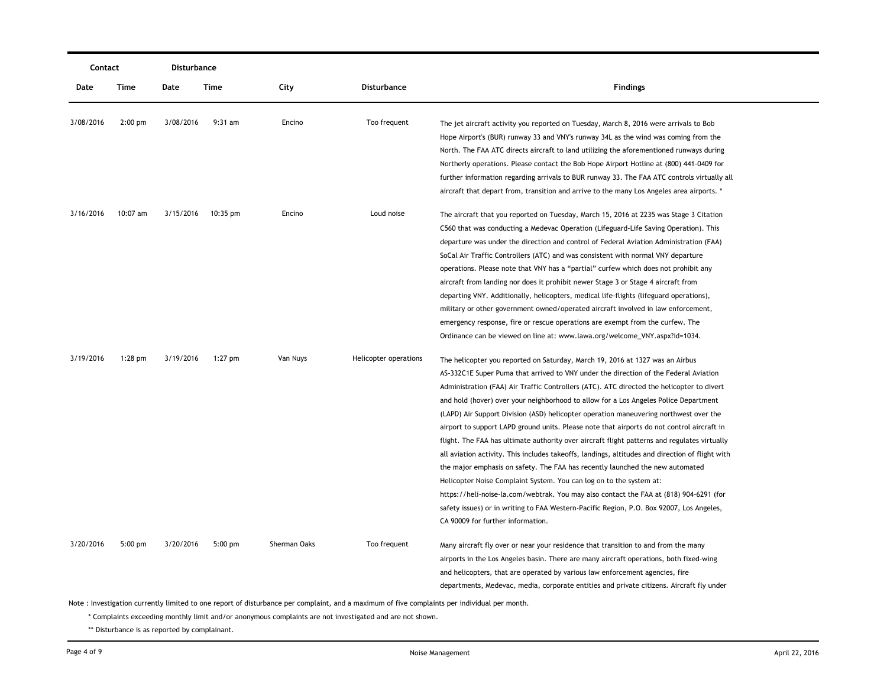| Contact | | Disturbance | | | | |
|---|---|---|---|---|---|---|
| Date | Time | Date | Time | City | Disturbance | Findings |
| 3/08/2016 | 2:00 pm | 3/08/2016 | 9:31 am | Encino | Too frequent | The jet aircraft activity you reported on Tuesday, March 8, 2016 were arrivals to Bob Hope Airport's (BUR) runway 33 and VNY's runway 34L as the wind was coming from the North. The FAA ATC directs aircraft to land utilizing the aforementioned runways during Northerly operations. Please contact the Bob Hope Airport Hotline at (800) 441-0409 for further information regarding arrivals to BUR runway 33. The FAA ATC controls virtually all aircraft that depart from, transition and arrive to the many Los Angeles area airports. * |
| 3/16/2016 | 10:07 am | 3/15/2016 | 10:35 pm | Encino | Loud noise | The aircraft that you reported on Tuesday, March 15, 2016 at 2235 was Stage 3 Citation C560 that was conducting a Medevac Operation (Lifeguard-Life Saving Operation). This departure was under the direction and control of Federal Aviation Administration (FAA) SoCal Air Traffic Controllers (ATC) and was consistent with normal VNY departure operations. Please note that VNY has a "partial" curfew which does not prohibit any aircraft from landing nor does it prohibit newer Stage 3 or Stage 4 aircraft from departing VNY. Additionally, helicopters, medical life-flights (lifeguard operations), military or other government owned/operated aircraft involved in law enforcement, emergency response, fire or rescue operations are exempt from the curfew. The Ordinance can be viewed on line at: www.lawa.org/welcome_VNY.aspx?id=1034. |
| 3/19/2016 | 1:28 pm | 3/19/2016 | 1:27 pm | Van Nuys | Helicopter operations | The helicopter you reported on Saturday, March 19, 2016 at 1327 was an Airbus AS-332C1E Super Puma that arrived to VNY under the direction of the Federal Aviation Administration (FAA) Air Traffic Controllers (ATC). ATC directed the helicopter to divert and hold (hover) over your neighborhood to allow for a Los Angeles Police Department (LAPD) Air Support Division (ASD) helicopter operation maneuvering northwest over the airport to support LAPD ground units. Please note that airports do not control aircraft in flight. The FAA has ultimate authority over aircraft flight patterns and regulates virtually all aviation activity. This includes takeoffs, landings, altitudes and direction of flight with the major emphasis on safety. The FAA has recently launched the new automated Helicopter Noise Complaint System. You can log on to the system at: https://heli-noise-la.com/webtrak. You may also contact the FAA at (818) 904-6291 (for safety issues) or in writing to FAA Western-Pacific Region, P.O. Box 92007, Los Angeles, CA 90009 for further information. |
| 3/20/2016 | 5:00 pm | 3/20/2016 | 5:00 pm | Sherman Oaks | Too frequent | Many aircraft fly over or near your residence that transition to and from the many airports in the Los Angeles basin. There are many aircraft operations, both fixed-wing and helicopters, that are operated by various law enforcement agencies, fire departments, Medevac, media, corporate entities and private citizens. Aircraft fly under |

Note : Investigation currently limited to one report of disturbance per complaint, and a maximum of five complaints per individual per month.

\* Complaints exceeding monthly limit and/or anonymous complaints are not investigated and are not shown.

\*\* Disturbance is as reported by complainant.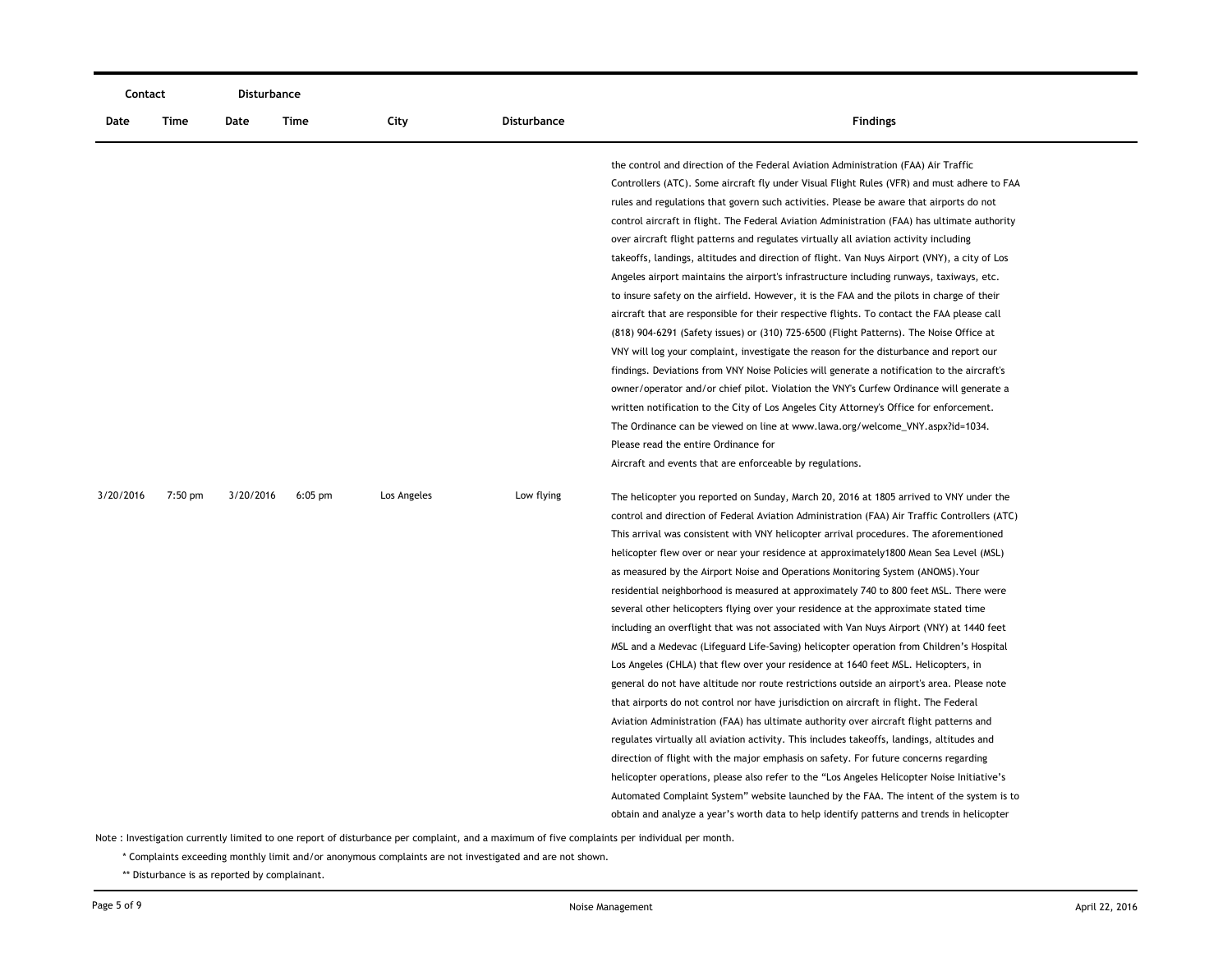| Contact | | Disturbance | | | | |
|---|---|---|---|---|---|---|
| Date | Time | Date | Time | City | Disturbance | Findings |
| | | | | | | the control and direction of the Federal Aviation Administration (FAA) Air Traffic Controllers (ATC). Some aircraft fly under Visual Flight Rules (VFR) and must adhere to FAA rules and regulations that govern such activities. Please be aware that airports do not control aircraft in flight. The Federal Aviation Administration (FAA) has ultimate authority over aircraft flight patterns and regulates virtually all aviation activity including takeoffs, landings, altitudes and direction of flight. Van Nuys Airport (VNY), a city of Los Angeles airport maintains the airport's infrastructure including runways, taxiways, etc. to insure safety on the airfield. However, it is the FAA and the pilots in charge of their aircraft that are responsible for their respective flights. To contact the FAA please call (818) 904-6291 (Safety issues) or (310) 725-6500 (Flight Patterns). The Noise Office at VNY will log your complaint, investigate the reason for the disturbance and report our findings. Deviations from VNY Noise Policies will generate a notification to the aircraft's owner/operator and/or chief pilot. Violation the VNY's Curfew Ordinance will generate a written notification to the City of Los Angeles City Attorney's Office for enforcement. The Ordinance can be viewed on line at www.lawa.org/welcome_VNY.aspx?id=1034. Please read the entire Ordinance for Aircraft and events that are enforceable by regulations. |
| 3/20/2016 | 7:50 pm | 3/20/2016 | 6:05 pm | Los Angeles | Low flying | The helicopter you reported on Sunday, March 20, 2016 at 1805 arrived to VNY under the control and direction of Federal Aviation Administration (FAA) Air Traffic Controllers (ATC) This arrival was consistent with VNY helicopter arrival procedures. The aforementioned helicopter flew over or near your residence at approximately1800 Mean Sea Level (MSL) as measured by the Airport Noise and Operations Monitoring System (ANOMS).Your residential neighborhood is measured at approximately 740 to 800 feet MSL. There were several other helicopters flying over your residence at the approximate stated time including an overflight that was not associated with Van Nuys Airport (VNY) at 1440 feet MSL and a Medevac (Lifeguard Life-Saving) helicopter operation from Children's Hospital Los Angeles (CHLA) that flew over your residence at 1640 feet MSL. Helicopters, in general do not have altitude nor route restrictions outside an airport's area. Please note that airports do not control nor have jurisdiction on aircraft in flight. The Federal Aviation Administration (FAA) has ultimate authority over aircraft flight patterns and regulates virtually all aviation activity. This includes takeoffs, landings, altitudes and direction of flight with the major emphasis on safety. For future concerns regarding helicopter operations, please also refer to the "Los Angeles Helicopter Noise Initiative's Automated Complaint System" website launched by the FAA. The intent of the system is to obtain and analyze a year's worth data to help identify patterns and trends in helicopter |

Note : Investigation currently limited to one report of disturbance per complaint, and a maximum of five complaints per individual per month.

\* Complaints exceeding monthly limit and/or anonymous complaints are not investigated and are not shown.

\*\* Disturbance is as reported by complainant.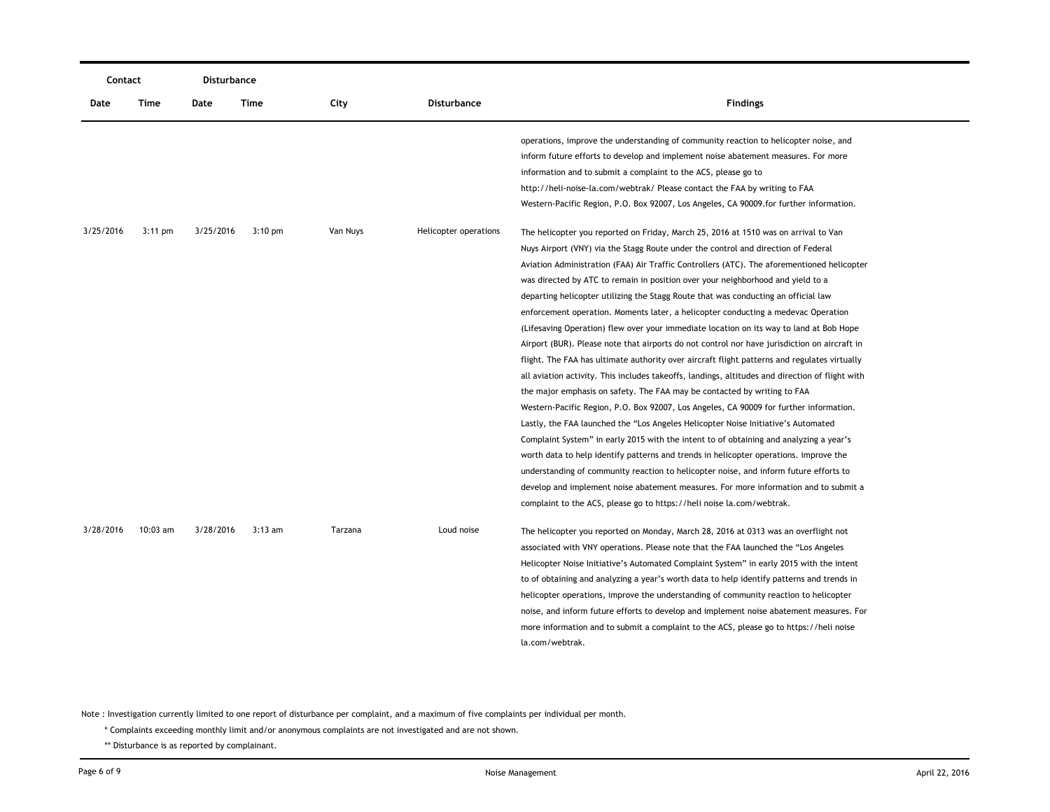| Contact | | Disturbance | | | | |
|---|---|---|---|---|---|---|
| Date | Time | Date | Time | City | Disturbance | Findings |
| | | | | | | operations, improve the understanding of community reaction to helicopter noise, and inform future efforts to develop and implement noise abatement measures. For more information and to submit a complaint to the ACS, please go to http://heli-noise-la.com/webtrak/ Please contact the FAA by writing to FAA Western-Pacific Region, P.O. Box 92007, Los Angeles, CA 90009.for further information. |
| 3/25/2016 | 3:11 pm | 3/25/2016 | 3:10 pm | Van Nuys | Helicopter operations | The helicopter you reported on Friday, March 25, 2016 at 1510 was on arrival to Van Nuys Airport (VNY) via the Stagg Route under the control and direction of Federal Aviation Administration (FAA) Air Traffic Controllers (ATC). The aforementioned helicopter was directed by ATC to remain in position over your neighborhood and yield to a departing helicopter utilizing the Stagg Route that was conducting an official law enforcement operation. Moments later, a helicopter conducting a medevac Operation (Lifesaving Operation) flew over your immediate location on its way to land at Bob Hope Airport (BUR). Please note that airports do not control nor have jurisdiction on aircraft in flight. The FAA has ultimate authority over aircraft flight patterns and regulates virtually all aviation activity. This includes takeoffs, landings, altitudes and direction of flight with the major emphasis on safety. The FAA may be contacted by writing to FAA Western-Pacific Region, P.O. Box 92007, Los Angeles, CA 90009 for further information. Lastly, the FAA launched the "Los Angeles Helicopter Noise Initiative's Automated Complaint System" in early 2015 with the intent to of obtaining and analyzing a year's worth data to help identify patterns and trends in helicopter operations. improve the understanding of community reaction to helicopter noise, and inform future efforts to develop and implement noise abatement measures. For more information and to submit a complaint to the ACS, please go to https://heli noise la.com/webtrak. |
| 3/28/2016 | 10:03 am | 3/28/2016 | 3:13 am | Tarzana | Loud noise | The helicopter you reported on Monday, March 28, 2016 at 0313 was an overflight not associated with VNY operations. Please note that the FAA launched the "Los Angeles Helicopter Noise Initiative's Automated Complaint System" in early 2015 with the intent to of obtaining and analyzing a year's worth data to help identify patterns and trends in helicopter operations, improve the understanding of community reaction to helicopter noise, and inform future efforts to develop and implement noise abatement measures. For more information and to submit a complaint to the ACS, please go to https://heli noise la.com/webtrak. |

Note : Investigation currently limited to one report of disturbance per complaint, and a maximum of five complaints per individual per month.

\* Complaints exceeding monthly limit and/or anonymous complaints are not investigated and are not shown.

\*\* Disturbance is as reported by complainant.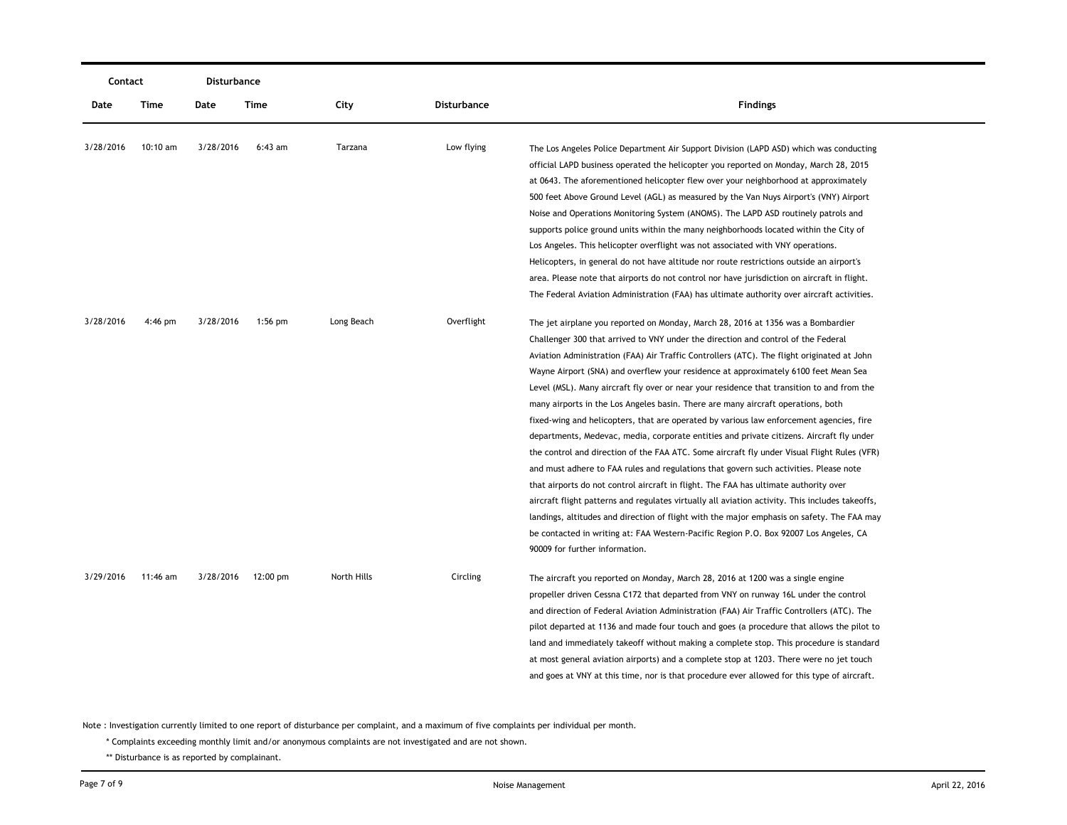| Contact | | Disturbance | | | | |
|---|---|---|---|---|---|---|
| Date | Time | Date | Time | City | Disturbance | Findings |
| 3/28/2016 | 10:10 am | 3/28/2016 | 6:43 am | Tarzana | Low flying | The Los Angeles Police Department Air Support Division (LAPD ASD) which was conducting official LAPD business operated the helicopter you reported on Monday, March 28, 2015 at 0643. The aforementioned helicopter flew over your neighborhood at approximately 500 feet Above Ground Level (AGL) as measured by the Van Nuys Airport's (VNY) Airport Noise and Operations Monitoring System (ANOMS). The LAPD ASD routinely patrols and supports police ground units within the many neighborhoods located within the City of Los Angeles. This helicopter overflight was not associated with VNY operations. Helicopters, in general do not have altitude nor route restrictions outside an airport's area. Please note that airports do not control nor have jurisdiction on aircraft in flight. The Federal Aviation Administration (FAA) has ultimate authority over aircraft activities. |
| 3/28/2016 | 4:46 pm | 3/28/2016 | 1:56 pm | Long Beach | Overflight | The jet airplane you reported on Monday, March 28, 2016 at 1356 was a Bombardier Challenger 300 that arrived to VNY under the direction and control of the Federal Aviation Administration (FAA) Air Traffic Controllers (ATC). The flight originated at John Wayne Airport (SNA) and overflew your residence at approximately 6100 feet Mean Sea Level (MSL). Many aircraft fly over or near your residence that transition to and from the many airports in the Los Angeles basin. There are many aircraft operations, both fixed-wing and helicopters, that are operated by various law enforcement agencies, fire departments, Medevac, media, corporate entities and private citizens. Aircraft fly under the control and direction of the FAA ATC. Some aircraft fly under Visual Flight Rules (VFR) and must adhere to FAA rules and regulations that govern such activities. Please note that airports do not control aircraft in flight. The FAA has ultimate authority over aircraft flight patterns and regulates virtually all aviation activity. This includes takeoffs, landings, altitudes and direction of flight with the major emphasis on safety. The FAA may be contacted in writing at: FAA Western-Pacific Region P.O. Box 92007 Los Angeles, CA 90009 for further information. |
| 3/29/2016 | 11:46 am | 3/28/2016 | 12:00 pm | North Hills | Circling | The aircraft you reported on Monday, March 28, 2016 at 1200 was a single engine propeller driven Cessna C172 that departed from VNY on runway 16L under the control and direction of Federal Aviation Administration (FAA) Air Traffic Controllers (ATC). The pilot departed at 1136 and made four touch and goes (a procedure that allows the pilot to land and immediately takeoff without making a complete stop. This procedure is standard at most general aviation airports) and a complete stop at 1203. There were no jet touch and goes at VNY at this time, nor is that procedure ever allowed for this type of aircraft. |

Note : Investigation currently limited to one report of disturbance per complaint, and a maximum of five complaints per individual per month.

\* Complaints exceeding monthly limit and/or anonymous complaints are not investigated and are not shown.

\*\* Disturbance is as reported by complainant.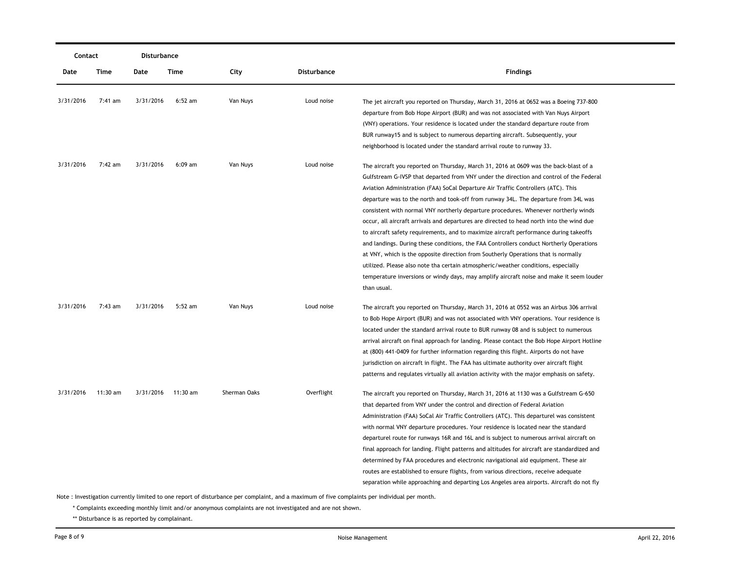| Contact | | Disturbance | | | | |
|---|---|---|---|---|---|---|
| Date | Time | Date | Time | City | Disturbance | Findings |
| 3/31/2016 | 7:41 am | 3/31/2016 | 6:52 am | Van Nuys | Loud noise | The jet aircraft you reported on Thursday, March 31, 2016 at 0652 was a Boeing 737-800 departure from Bob Hope Airport (BUR) and was not associated with Van Nuys Airport (VNY) operations. Your residence is located under the standard departure route from BUR runway15 and is subject to numerous departing aircraft. Subsequently, your neighborhood is located under the standard arrival route to runway 33. |
| 3/31/2016 | 7:42 am | 3/31/2016 | 6:09 am | Van Nuys | Loud noise | The aircraft you reported on Thursday, March 31, 2016 at 0609 was the back-blast of a Gulfstream G-IVSP that departed from VNY under the direction and control of the Federal Aviation Administration (FAA) SoCal Departure Air Traffic Controllers (ATC). This departure was to the north and took-off from runway 34L. The departure from 34L was consistent with normal VNY northerly departure procedures. Whenever northerly winds occur, all aircraft arrivals and departures are directed to head north into the wind due to aircraft safety requirements, and to maximize aircraft performance during takeoffs and landings. During these conditions, the FAA Controllers conduct Northerly Operations at VNY, which is the opposite direction from Southerly Operations that is normally utilized. Please also note tha certain atmospheric/weather conditions, especially temperature inversions or windy days, may amplify aircraft noise and make it seem louder than usual. |
| 3/31/2016 | 7:43 am | 3/31/2016 | 5:52 am | Van Nuys | Loud noise | The aircraft you reported on Thursday, March 31, 2016 at 0552 was an Airbus 306 arrival to Bob Hope Airport (BUR) and was not associated with VNY operations. Your residence is located under the standard arrival route to BUR runway 08 and is subject to numerous arrival aircraft on final approach for landing. Please contact the Bob Hope Airport Hotline at (800) 441-0409 for further information regarding this flight. Airports do not have jurisdiction on aircraft in flight. The FAA has ultimate authority over aircraft flight patterns and regulates virtually all aviation activity with the major emphasis on safety. |
| 3/31/2016 | 11:30 am | 3/31/2016 | 11:30 am | Sherman Oaks | Overflight | The aircraft you reported on Thursday, March 31, 2016 at 1130 was a Gulfstream G-650 that departed from VNY under the control and direction of Federal Aviation Administration (FAA) SoCal Air Traffic Controllers (ATC). This departurel was consistent with normal VNY departure procedures. Your residence is located near the standard departurel route for runways 16R and 16L and is subject to numerous arrival aircraft on final approach for landing. Flight patterns and altitudes for aircraft are standardized and determined by FAA procedures and electronic navigational aid equipment. These air routes are established to ensure flights, from various directions, receive adequate separation while approaching and departing Los Angeles area airports. Aircraft do not fly |

Note : Investigation currently limited to one report of disturbance per complaint, and a maximum of five complaints per individual per month.

\* Complaints exceeding monthly limit and/or anonymous complaints are not investigated and are not shown.

\** Disturbance is as reported by complainant.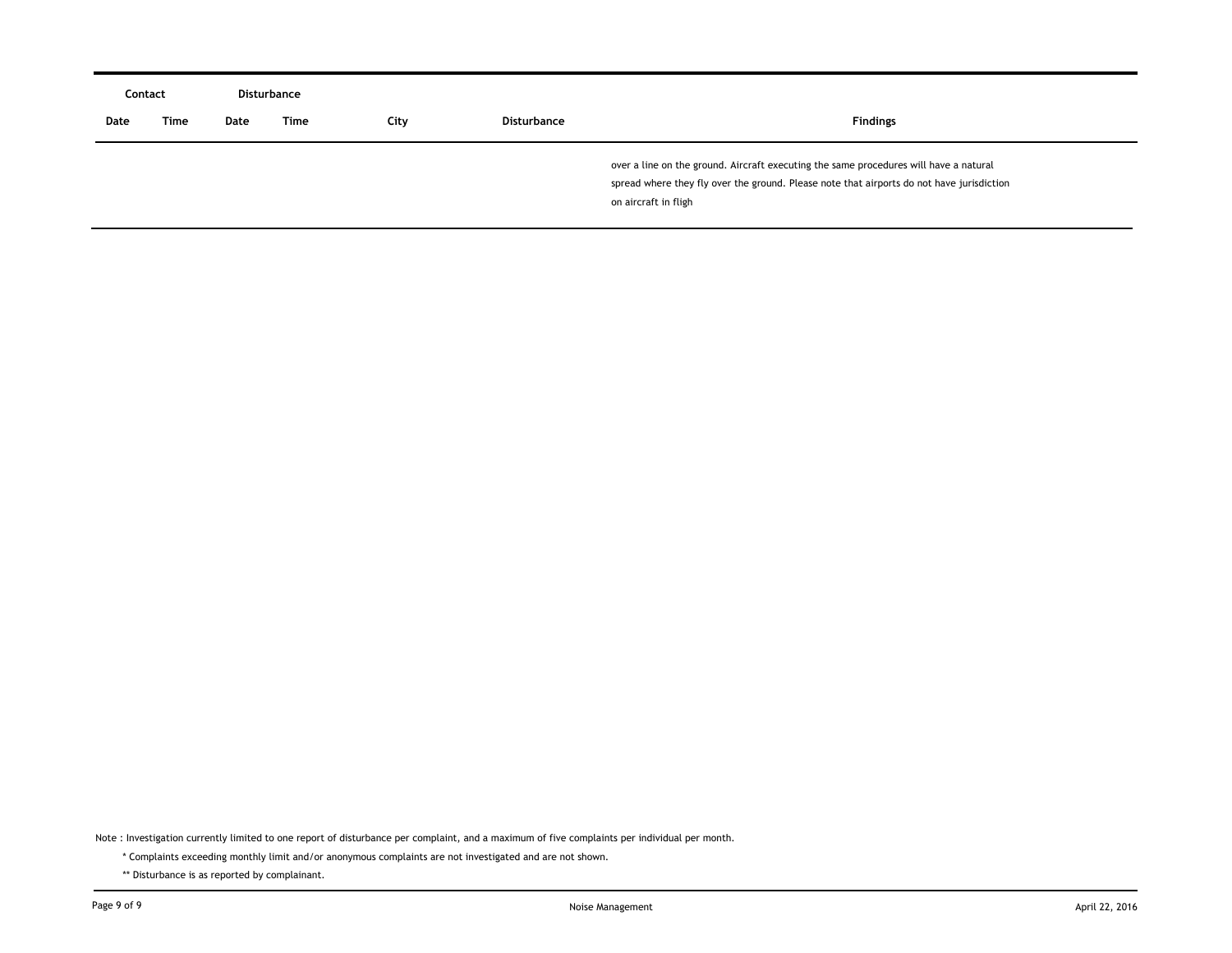| Contact | | Disturbance | | | | |
|---|---|---|---|---|---|---|
| Date | Time | Date | Time | City | Disturbance | Findings |
| | | | | | | over a line on the ground. Aircraft executing the same procedures will have a natural spread where they fly over the ground. Please note that airports do not have jurisdiction on aircraft in fligh |

Note : Investigation currently limited to one report of disturbance per complaint, and a maximum of five complaints per individual per month.

\* Complaints exceeding monthly limit and/or anonymous complaints are not investigated and are not shown.

\*\* Disturbance is as reported by complainant.